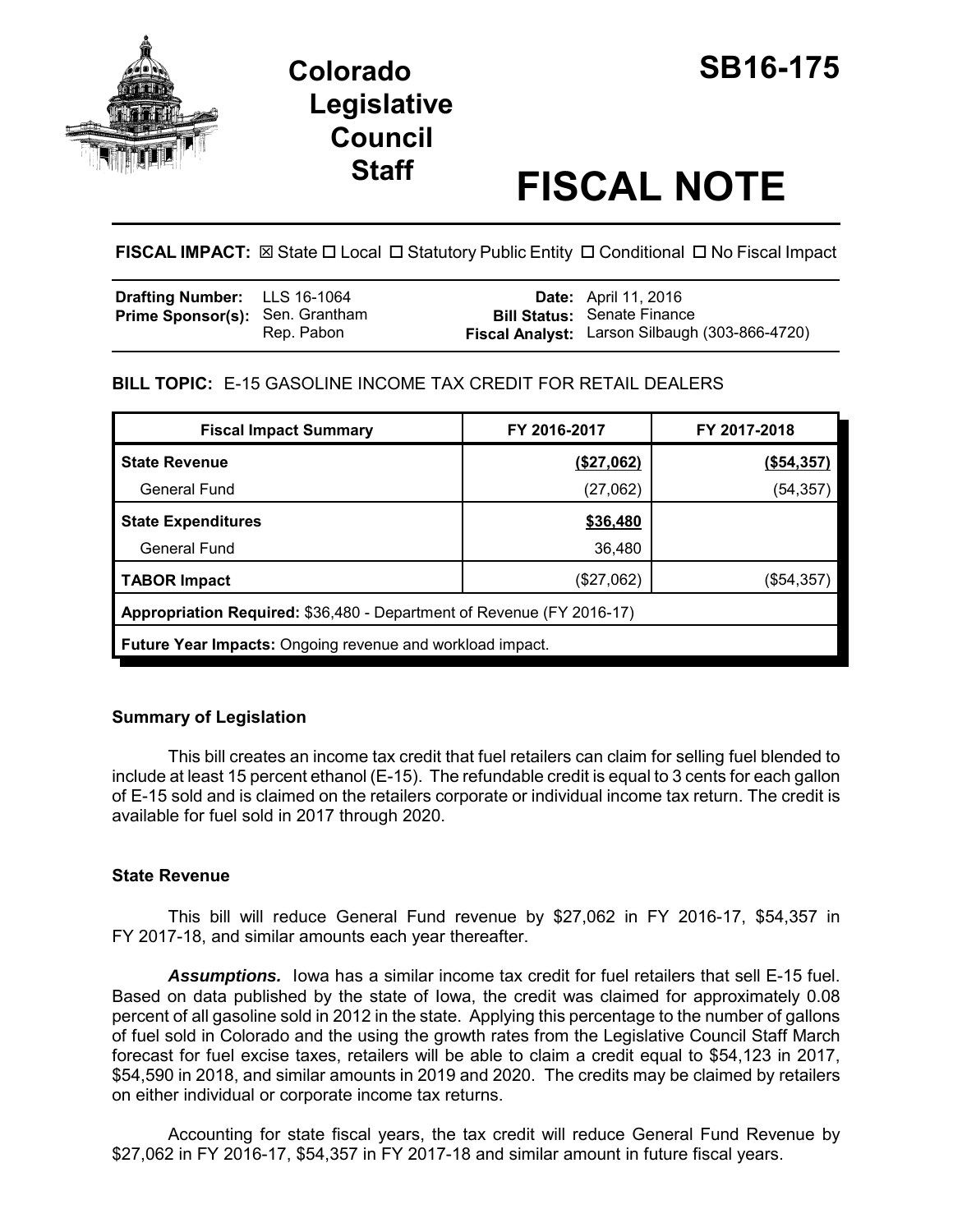# Colorado Legislative Council Staff

# SB16-175

# FISCAL NOTE

**FISCAL IMPACT:** ☒ State ☐ Local ☐ Statutory Public Entity ☐ Conditional ☐ No Fiscal Impact

| | | | |
|---|---|---|---|
| **Drafting Number:** | LLS 16-1064 | **Date:** | April 11, 2016 |
| **Prime Sponsor(s):** | Sen. Grantham<br>Rep. Pabon | **Bill Status:** | Senate Finance |
| | | **Fiscal Analyst:** | Larson Silbaugh (303-866-4720) |

**BILL TOPIC:** E-15 GASOLINE INCOME TAX CREDIT FOR RETAIL DEALERS

| Fiscal Impact Summary | FY 2016-2017 | FY 2017-2018 |
|---|---|---|
| **State Revenue** | **($27,062)** | **($54,357)** |
| General Fund | (27,062) | (54,357) |
| **State Expenditures** | **$36,480** | |
| General Fund | 36,480 | |
| **TABOR Impact** | ($27,062) | ($54,357) |
| **Appropriation Required:** $36,480 - Department of Revenue (FY 2016-17) | | |
| **Future Year Impacts:** Ongoing revenue and workload impact. | | |

### Summary of Legislation

This bill creates an income tax credit that fuel retailers can claim for selling fuel blended to include at least 15 percent ethanol (E-15). The refundable credit is equal to 3 cents for each gallon of E-15 sold and is claimed on the retailers corporate or individual income tax return. The credit is available for fuel sold in 2017 through 2020.

### State Revenue

This bill will reduce General Fund revenue by $27,062 in FY 2016-17, $54,357 in FY 2017-18, and similar amounts each year thereafter.

***Assumptions.*** Iowa has a similar income tax credit for fuel retailers that sell E-15 fuel. Based on data published by the state of Iowa, the credit was claimed for approximately 0.08 percent of all gasoline sold in 2012 in the state. Applying this percentage to the number of gallons of fuel sold in Colorado and the using the growth rates from the Legislative Council Staff March forecast for fuel excise taxes, retailers will be able to claim a credit equal to $54,123 in 2017, $54,590 in 2018, and similar amounts in 2019 and 2020. The credits may be claimed by retailers on either individual or corporate income tax returns.

Accounting for state fiscal years, the tax credit will reduce General Fund Revenue by $27,062 in FY 2016-17, $54,357 in FY 2017-18 and similar amount in future fiscal years.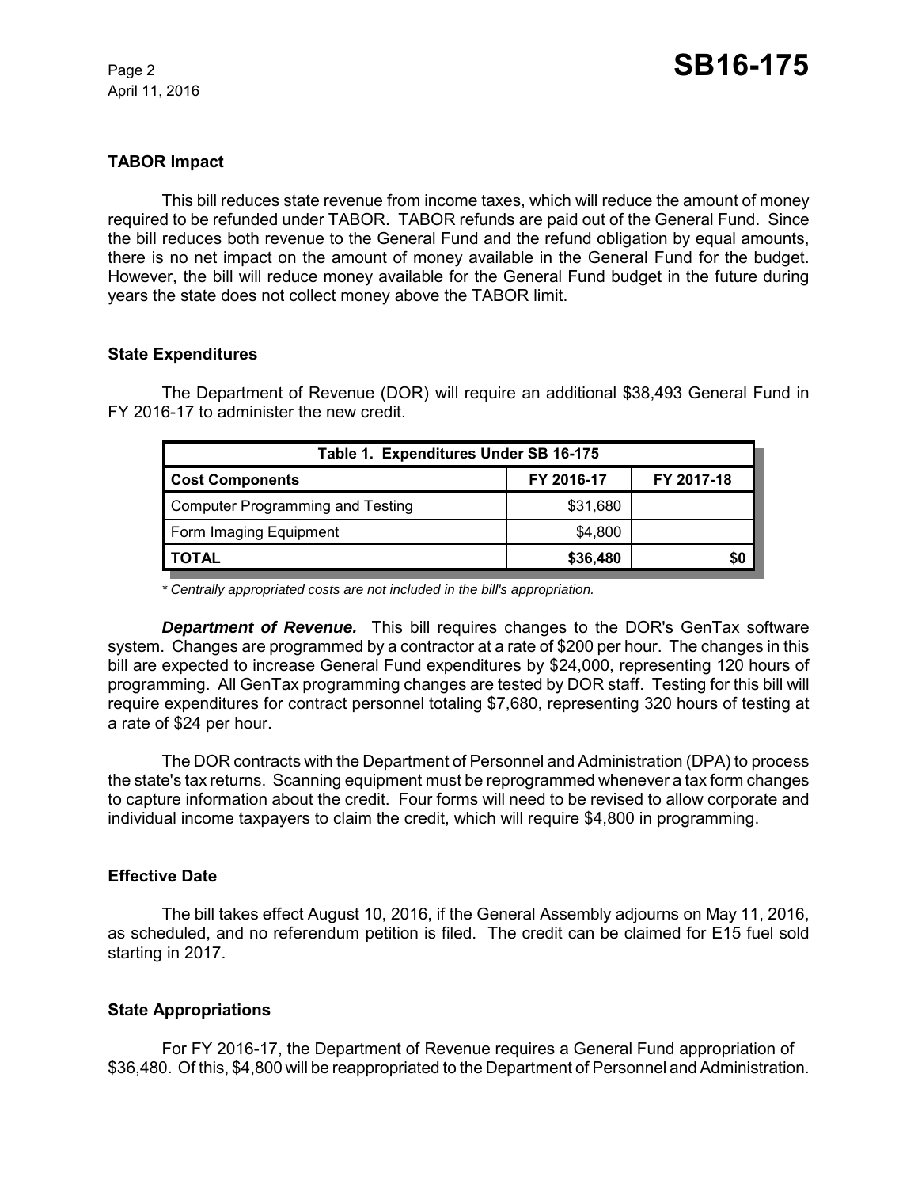### TABOR Impact

This bill reduces state revenue from income taxes, which will reduce the amount of money required to be refunded under TABOR. TABOR refunds are paid out of the General Fund. Since the bill reduces both revenue to the General Fund and the refund obligation by equal amounts, there is no net impact on the amount of money available in the General Fund for the budget. However, the bill will reduce money available for the General Fund budget in the future during years the state does not collect money above the TABOR limit.

### State Expenditures

The Department of Revenue (DOR) will require an additional $38,493 General Fund in FY 2016-17 to administer the new credit.

| Table 1. Expenditures Under SB 16-175 | | |
|---|---|---|
| **Cost Components** | **FY 2016-17** | **FY 2017-18** |
| Computer Programming and Testing | $31,680 | |
| Form Imaging Equipment | $4,800 | |
| **TOTAL** | **$36,480** | **$0** |

*\* Centrally appropriated costs are not included in the bill's appropriation.*

***Department of Revenue.*** This bill requires changes to the DOR's GenTax software system. Changes are programmed by a contractor at a rate of $200 per hour. The changes in this bill are expected to increase General Fund expenditures by $24,000, representing 120 hours of programming. All GenTax programming changes are tested by DOR staff. Testing for this bill will require expenditures for contract personnel totaling $7,680, representing 320 hours of testing at a rate of $24 per hour.

The DOR contracts with the Department of Personnel and Administration (DPA) to process the state's tax returns. Scanning equipment must be reprogrammed whenever a tax form changes to capture information about the credit. Four forms will need to be revised to allow corporate and individual income taxpayers to claim the credit, which will require $4,800 in programming.

### Effective Date

The bill takes effect August 10, 2016, if the General Assembly adjourns on May 11, 2016, as scheduled, and no referendum petition is filed. The credit can be claimed for E15 fuel sold starting in 2017.

### State Appropriations

For FY 2016-17, the Department of Revenue requires a General Fund appropriation of $36,480. Of this, $4,800 will be reappropriated to the Department of Personnel and Administration.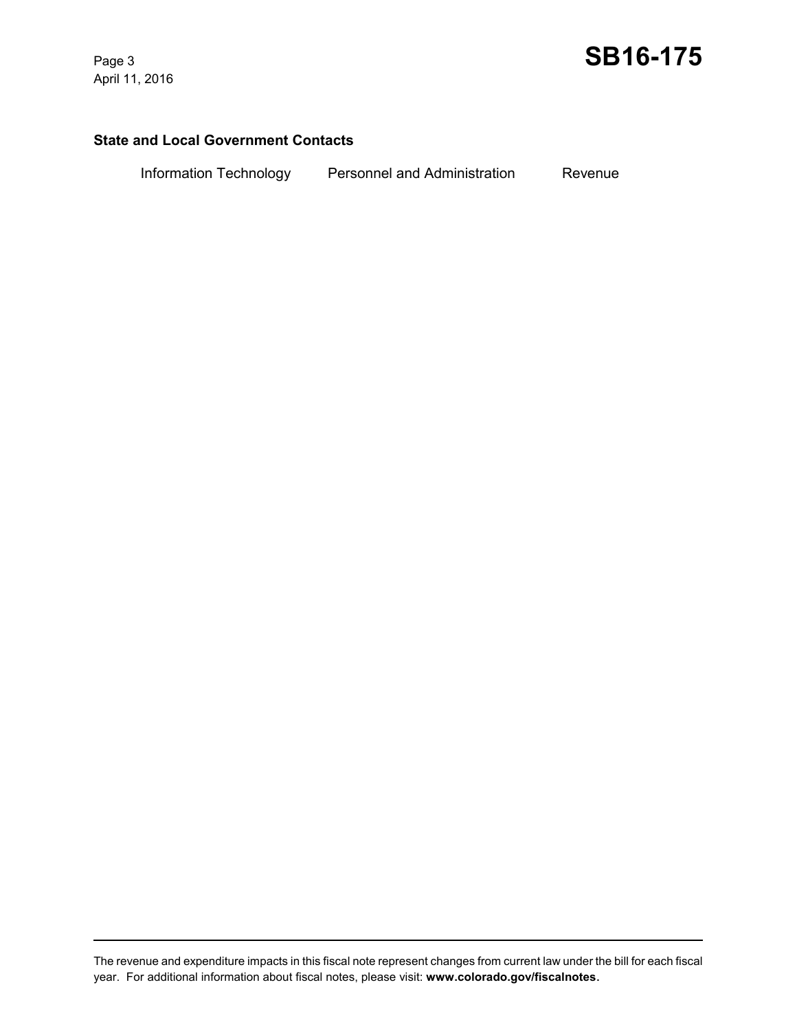**State and Local Government Contacts**

Information Technology     Personnel and Administration     Revenue

The revenue and expenditure impacts in this fiscal note represent changes from current law under the bill for each fiscal year. For additional information about fiscal notes, please visit: **www.colorado.gov/fiscalnotes.**